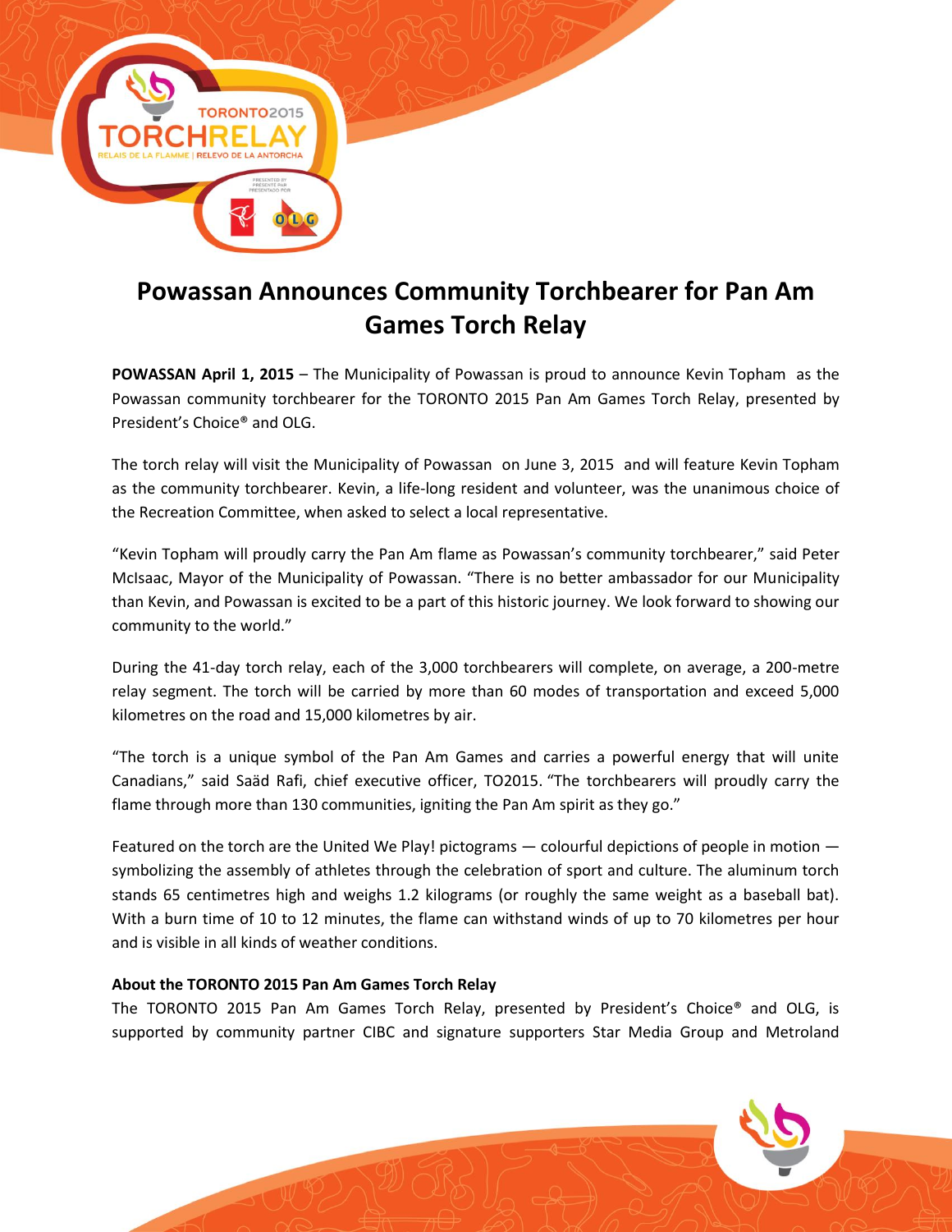# Powassan Announces Community Torchbearer for Pan Am Games Torch Relay

**POWASSAN April 1, 2015** – The Municipality of Powassan is proud to announce Kevin Topham as the Powassan community torchbearer for the TORONTO 2015 Pan Am Games Torch Relay, presented by President's Choice® and OLG.

The torch relay will visit the Municipality of Powassan on June 3, 2015 and will feature Kevin Topham as the community torchbearer. Kevin, a life-long resident and volunteer, was the unanimous choice of the Recreation Committee, when asked to select a local representative.

"Kevin Topham will proudly carry the Pan Am flame as Powassan's community torchbearer," said Peter McIsaac, Mayor of the Municipality of Powassan. "There is no better ambassador for our Municipality than Kevin, and Powassan is excited to be a part of this historic journey. We look forward to showing our community to the world."

During the 41-day torch relay, each of the 3,000 torchbearers will complete, on average, a 200-metre relay segment. The torch will be carried by more than 60 modes of transportation and exceed 5,000 kilometres on the road and 15,000 kilometres by air.

"The torch is a unique symbol of the Pan Am Games and carries a powerful energy that will unite Canadians," said Saäd Rafi, chief executive officer, TO2015. "The torchbearers will proudly carry the flame through more than 130 communities, igniting the Pan Am spirit as they go."

Featured on the torch are the United We Play! pictograms — colourful depictions of people in motion — symbolizing the assembly of athletes through the celebration of sport and culture. The aluminum torch stands 65 centimetres high and weighs 1.2 kilograms (or roughly the same weight as a baseball bat). With a burn time of 10 to 12 minutes, the flame can withstand winds of up to 70 kilometres per hour and is visible in all kinds of weather conditions.

**About the TORONTO 2015 Pan Am Games Torch Relay**

The TORONTO 2015 Pan Am Games Torch Relay, presented by President's Choice® and OLG, is supported by community partner CIBC and signature supporters Star Media Group and Metroland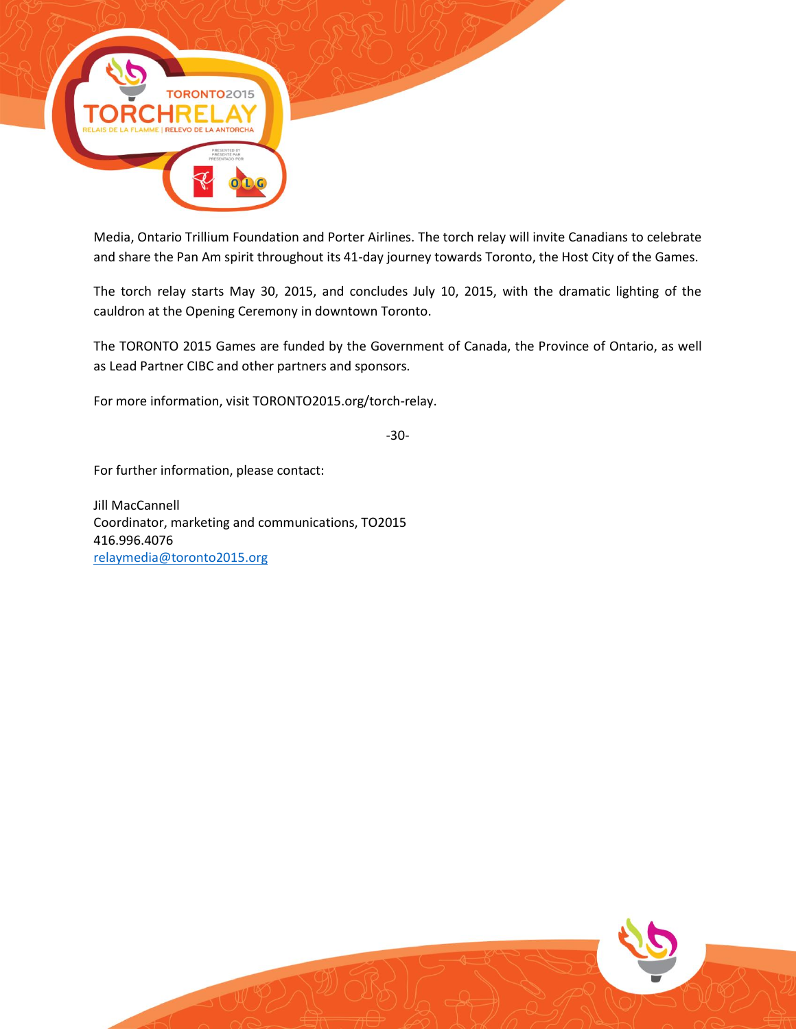Media, Ontario Trillium Foundation and Porter Airlines. The torch relay will invite Canadians to celebrate and share the Pan Am spirit throughout its 41-day journey towards Toronto, the Host City of the Games.

The torch relay starts May 30, 2015, and concludes July 10, 2015, with the dramatic lighting of the cauldron at the Opening Ceremony in downtown Toronto.

The TORONTO 2015 Games are funded by the Government of Canada, the Province of Ontario, as well as Lead Partner CIBC and other partners and sponsors.

For more information, visit TORONTO2015.org/torch-relay.

-30-

For further information, please contact:

Jill MacCannell
Coordinator, marketing and communications, TO2015
416.996.4076
relaymedia@toronto2015.org